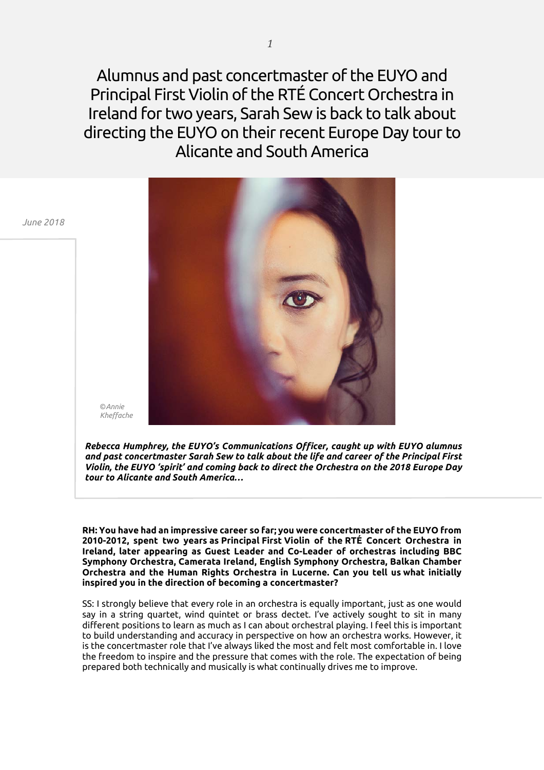# Alumnus and past concertmaster of the EUYO and Principal First Violin of the RTÉ Concert Orchestra in Ireland for two years, Sarah Sew is back to talk about directing the EUYO on their recent Europe Day tour to Alicante and South America

*June 2018*

*©Annie Kheffache*

***Rebecca Humphrey, the EUYO's Communications Officer, caught up with EUYO alumnus and past concertmaster Sarah Sew to talk about the life and career of the Principal First Violin, the EUYO 'spirit' and coming back to direct the Orchestra on the 2018 Europe Day tour to Alicante and South America…***

**RH: You have had an impressive career so far; you were concertmaster of the EUYO from 2010-2012, spent two years as Principal First Violin of the RTÉ Concert Orchestra in Ireland, later appearing as Guest Leader and Co-Leader of orchestras including BBC Symphony Orchestra, Camerata Ireland, English Symphony Orchestra, Balkan Chamber Orchestra and the Human Rights Orchestra in Lucerne. Can you tell us what initially inspired you in the direction of becoming a concertmaster?**

SS: I strongly believe that every role in an orchestra is equally important, just as one would say in a string quartet, wind quintet or brass dectet. I've actively sought to sit in many different positions to learn as much as I can about orchestral playing. I feel this is important to build understanding and accuracy in perspective on how an orchestra works. However, it is the concertmaster role that I've always liked the most and felt most comfortable in. I love the freedom to inspire and the pressure that comes with the role. The expectation of being prepared both technically and musically is what continually drives me to improve.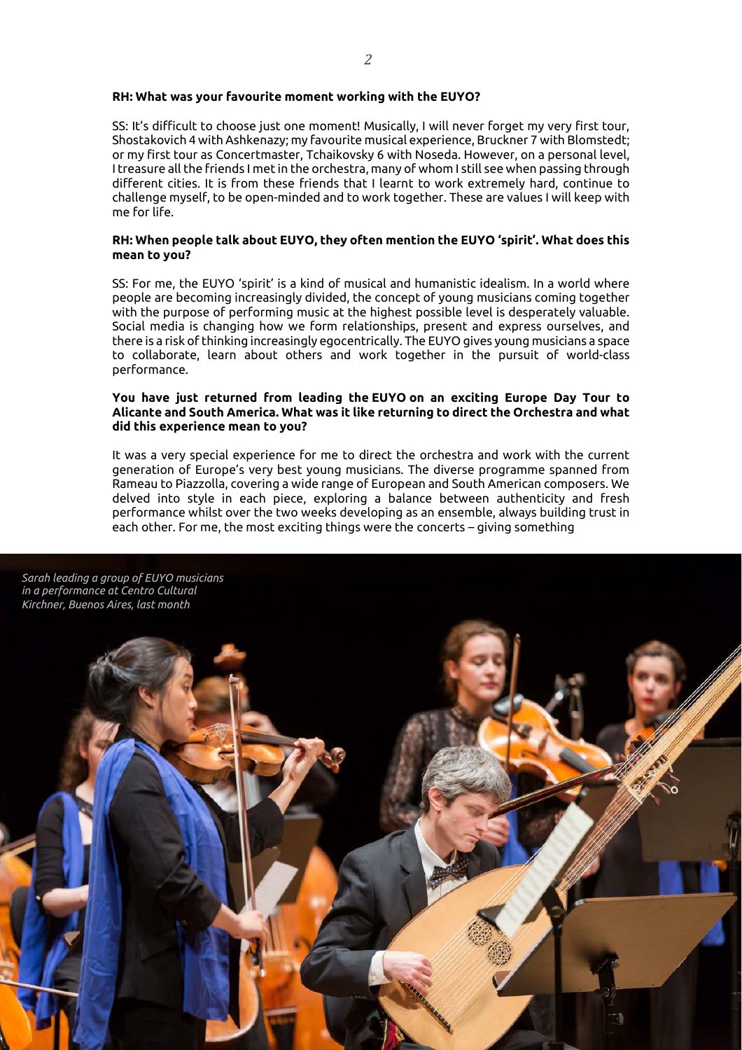**RH: What was your favourite moment working with the EUYO?**

SS: It's difficult to choose just one moment! Musically, I will never forget my very first tour, Shostakovich 4 with Ashkenazy; my favourite musical experience, Bruckner 7 with Blomstedt; or my first tour as Concertmaster, Tchaikovsky 6 with Noseda. However, on a personal level, I treasure all the friends I met in the orchestra, many of whom I still see when passing through different cities. It is from these friends that I learnt to work extremely hard, continue to challenge myself, to be open-minded and to work together. These are values I will keep with me for life.

**RH: When people talk about EUYO, they often mention the EUYO 'spirit'. What does this mean to you?**

SS: For me, the EUYO 'spirit' is a kind of musical and humanistic idealism. In a world where people are becoming increasingly divided, the concept of young musicians coming together with the purpose of performing music at the highest possible level is desperately valuable. Social media is changing how we form relationships, present and express ourselves, and there is a risk of thinking increasingly egocentrically. The EUYO gives young musicians a space to collaborate, learn about others and work together in the pursuit of world-class performance.

**You have just returned from leading the EUYO on an exciting Europe Day Tour to Alicante and South America. What was it like returning to direct the Orchestra and what did this experience mean to you?**

It was a very special experience for me to direct the orchestra and work with the current generation of Europe's very best young musicians. The diverse programme spanned from Rameau to Piazzolla, covering a wide range of European and South American composers. We delved into style in each piece, exploring a balance between authenticity and fresh performance whilst over the two weeks developing as an ensemble, always building trust in each other. For me, the most exciting things were the concerts – giving something

*Sarah leading a group of EUYO musicians in a performance at Centro Cultural Kirchner, Buenos Aires, last month*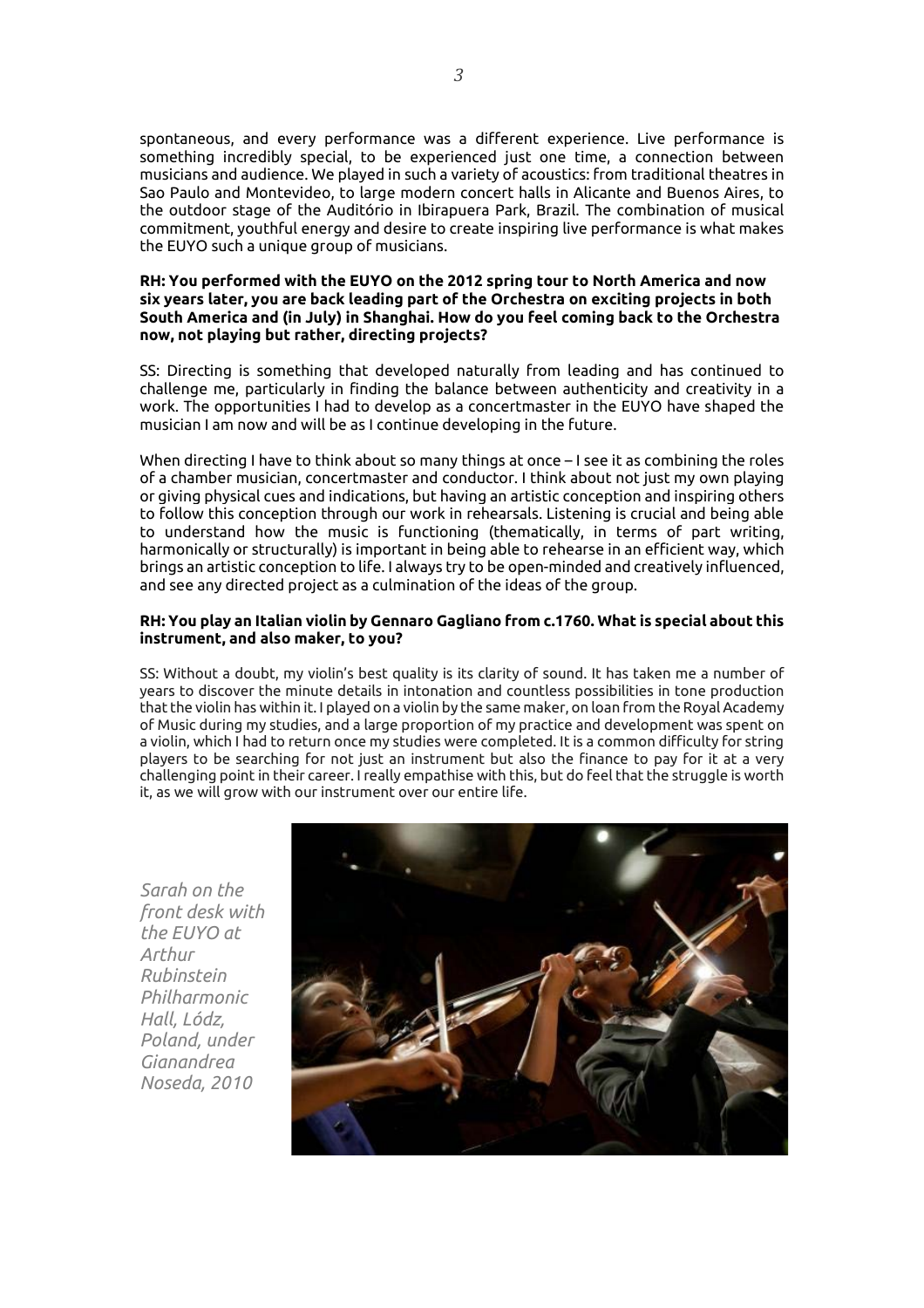spontaneous, and every performance was a different experience. Live performance is something incredibly special, to be experienced just one time, a connection between musicians and audience. We played in such a variety of acoustics: from traditional theatres in Sao Paulo and Montevideo, to large modern concert halls in Alicante and Buenos Aires, to the outdoor stage of the Auditório in Ibirapuera Park, Brazil. The combination of musical commitment, youthful energy and desire to create inspiring live performance is what makes the EUYO such a unique group of musicians.

**RH: You performed with the EUYO on the 2012 spring tour to North America and now six years later, you are back leading part of the Orchestra on exciting projects in both South America and (in July) in Shanghai. How do you feel coming back to the Orchestra now, not playing but rather, directing projects?**

SS: Directing is something that developed naturally from leading and has continued to challenge me, particularly in finding the balance between authenticity and creativity in a work. The opportunities I had to develop as a concertmaster in the EUYO have shaped the musician I am now and will be as I continue developing in the future.

When directing I have to think about so many things at once – I see it as combining the roles of a chamber musician, concertmaster and conductor. I think about not just my own playing or giving physical cues and indications, but having an artistic conception and inspiring others to follow this conception through our work in rehearsals. Listening is crucial and being able to understand how the music is functioning (thematically, in terms of part writing, harmonically or structurally) is important in being able to rehearse in an efficient way, which brings an artistic conception to life. I always try to be open-minded and creatively influenced, and see any directed project as a culmination of the ideas of the group.

**RH: You play an Italian violin by Gennaro Gagliano from c.1760. What is special about this instrument, and also maker, to you?**

SS: Without a doubt, my violin's best quality is its clarity of sound. It has taken me a number of years to discover the minute details in intonation and countless possibilities in tone production that the violin has within it. I played on a violin by the same maker, on loan from the Royal Academy of Music during my studies, and a large proportion of my practice and development was spent on a violin, which I had to return once my studies were completed. It is a common difficulty for string players to be searching for not just an instrument but also the finance to pay for it at a very challenging point in their career. I really empathise with this, but do feel that the struggle is worth it, as we will grow with our instrument over our entire life.

*Sarah on the front desk with the EUYO at Arthur Rubinstein Philharmonic Hall, Lódz, Poland, under Gianandrea Noseda, 2010*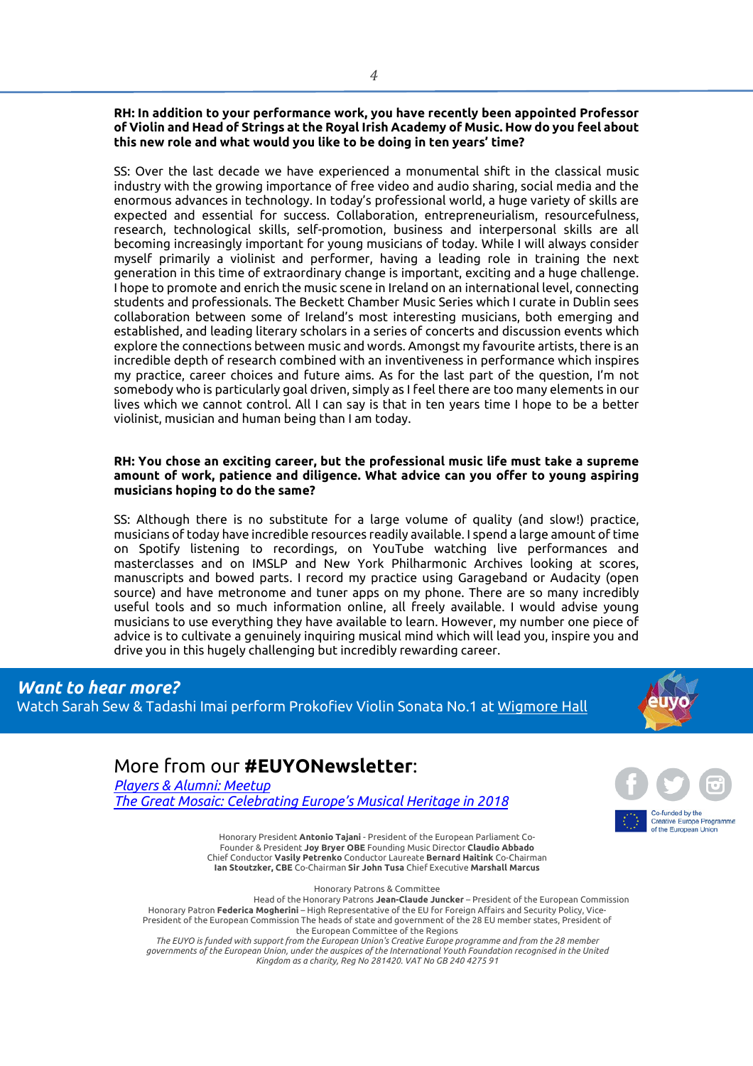**RH: In addition to your performance work, you have recently been appointed Professor of Violin and Head of Strings at the Royal Irish Academy of Music. How do you feel about this new role and what would you like to be doing in ten years' time?**

SS: Over the last decade we have experienced a monumental shift in the classical music industry with the growing importance of free video and audio sharing, social media and the enormous advances in technology. In today's professional world, a huge variety of skills are expected and essential for success. Collaboration, entrepreneurialism, resourcefulness, research, technological skills, self-promotion, business and interpersonal skills are all becoming increasingly important for young musicians of today. While I will always consider myself primarily a violinist and performer, having a leading role in training the next generation in this time of extraordinary change is important, exciting and a huge challenge. I hope to promote and enrich the music scene in Ireland on an international level, connecting students and professionals. The Beckett Chamber Music Series which I curate in Dublin sees collaboration between some of Ireland's most interesting musicians, both emerging and established, and leading literary scholars in a series of concerts and discussion events which explore the connections between music and words. Amongst my favourite artists, there is an incredible depth of research combined with an inventiveness in performance which inspires my practice, career choices and future aims. As for the last part of the question, I'm not somebody who is particularly goal driven, simply as I feel there are too many elements in our lives which we cannot control. All I can say is that in ten years time I hope to be a better violinist, musician and human being than I am today.

**RH: You chose an exciting career, but the professional music life must take a supreme amount of work, patience and diligence. What advice can you offer to young aspiring musicians hoping to do the same?**

SS: Although there is no substitute for a large volume of quality (and slow!) practice, musicians of today have incredible resources readily available. I spend a large amount of time on Spotify listening to recordings, on YouTube watching live performances and masterclasses and on IMSLP and New York Philharmonic Archives looking at scores, manuscripts and bowed parts. I record my practice using Garageband or Audacity (open source) and have metronome and tuner apps on my phone. There are so many incredibly useful tools and so much information online, all freely available. I would advise young musicians to use everything they have available to learn. However, my number one piece of advice is to cultivate a genuinely inquiring musical mind which will lead you, inspire you and drive you in this hugely challenging but incredibly rewarding career.

***Want to hear more?***

Watch Sarah Sew & Tadashi Imai perform Prokofiev Violin Sonata No.1 at Wigmore Hall

## More from our **#EUYONewsletter**:

*Players & Alumni: Meetup*

*The Great Mosaic: Celebrating Europe's Musical Heritage in 2018*

Co-funded by the Creative Europe Programme of the European Union

Honorary President **Antonio Tajani** - President of the European Parliament Co-Founder & President **Joy Bryer OBE** Founding Music Director **Claudio Abbado** Chief Conductor **Vasily Petrenko** Conductor Laureate **Bernard Haitink** Co-Chairman **Ian Stoutzker, CBE** Co-Chairman **Sir John Tusa** Chief Executive **Marshall Marcus**

Honorary Patrons & Committee

Head of the Honorary Patrons **Jean-Claude Juncker** – President of the European Commission

Honorary Patron **Federica Mogherini** – High Representative of the EU for Foreign Affairs and Security Policy, Vice-President of the European Commission The heads of state and government of the 28 EU member states, President of the European Committee of the Regions

*The EUYO is funded with support from the European Union's Creative Europe programme and from the 28 member governments of the European Union, under the auspices of the International Youth Foundation recognised in the United Kingdom as a charity, Reg No 281420. VAT No GB 240 4275 91*